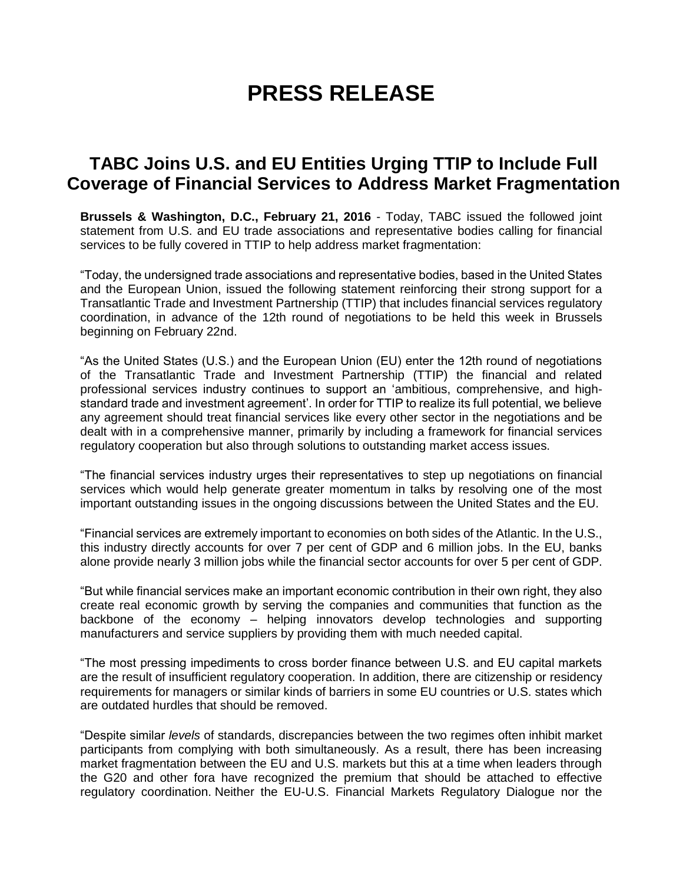# PRESS RELEASE

## TABC Joins U.S. and EU Entities Urging TTIP to Include Full Coverage of Financial Services to Address Market Fragmentation

**Brussels & Washington, D.C., February 21, 2016** - Today, TABC issued the followed joint statement from U.S. and EU trade associations and representative bodies calling for financial services to be fully covered in TTIP to help address market fragmentation:

"Today, the undersigned trade associations and representative bodies, based in the United States and the European Union, issued the following statement reinforcing their strong support for a Transatlantic Trade and Investment Partnership (TTIP) that includes financial services regulatory coordination, in advance of the 12th round of negotiations to be held this week in Brussels beginning on February 22nd.

"As the United States (U.S.) and the European Union (EU) enter the 12th round of negotiations of the Transatlantic Trade and Investment Partnership (TTIP) the financial and related professional services industry continues to support an 'ambitious, comprehensive, and high-standard trade and investment agreement'. In order for TTIP to realize its full potential, we believe any agreement should treat financial services like every other sector in the negotiations and be dealt with in a comprehensive manner, primarily by including a framework for financial services regulatory cooperation but also through solutions to outstanding market access issues.

"The financial services industry urges their representatives to step up negotiations on financial services which would help generate greater momentum in talks by resolving one of the most important outstanding issues in the ongoing discussions between the United States and the EU.

"Financial services are extremely important to economies on both sides of the Atlantic. In the U.S., this industry directly accounts for over 7 per cent of GDP and 6 million jobs. In the EU, banks alone provide nearly 3 million jobs while the financial sector accounts for over 5 per cent of GDP.

"But while financial services make an important economic contribution in their own right, they also create real economic growth by serving the companies and communities that function as the backbone of the economy – helping innovators develop technologies and supporting manufacturers and service suppliers by providing them with much needed capital.

"The most pressing impediments to cross border finance between U.S. and EU capital markets are the result of insufficient regulatory cooperation. In addition, there are citizenship or residency requirements for managers or similar kinds of barriers in some EU countries or U.S. states which are outdated hurdles that should be removed.

"Despite similar *levels* of standards, discrepancies between the two regimes often inhibit market participants from complying with both simultaneously. As a result, there has been increasing market fragmentation between the EU and U.S. markets but this at a time when leaders through the G20 and other fora have recognized the premium that should be attached to effective regulatory coordination. Neither the EU-U.S. Financial Markets Regulatory Dialogue nor the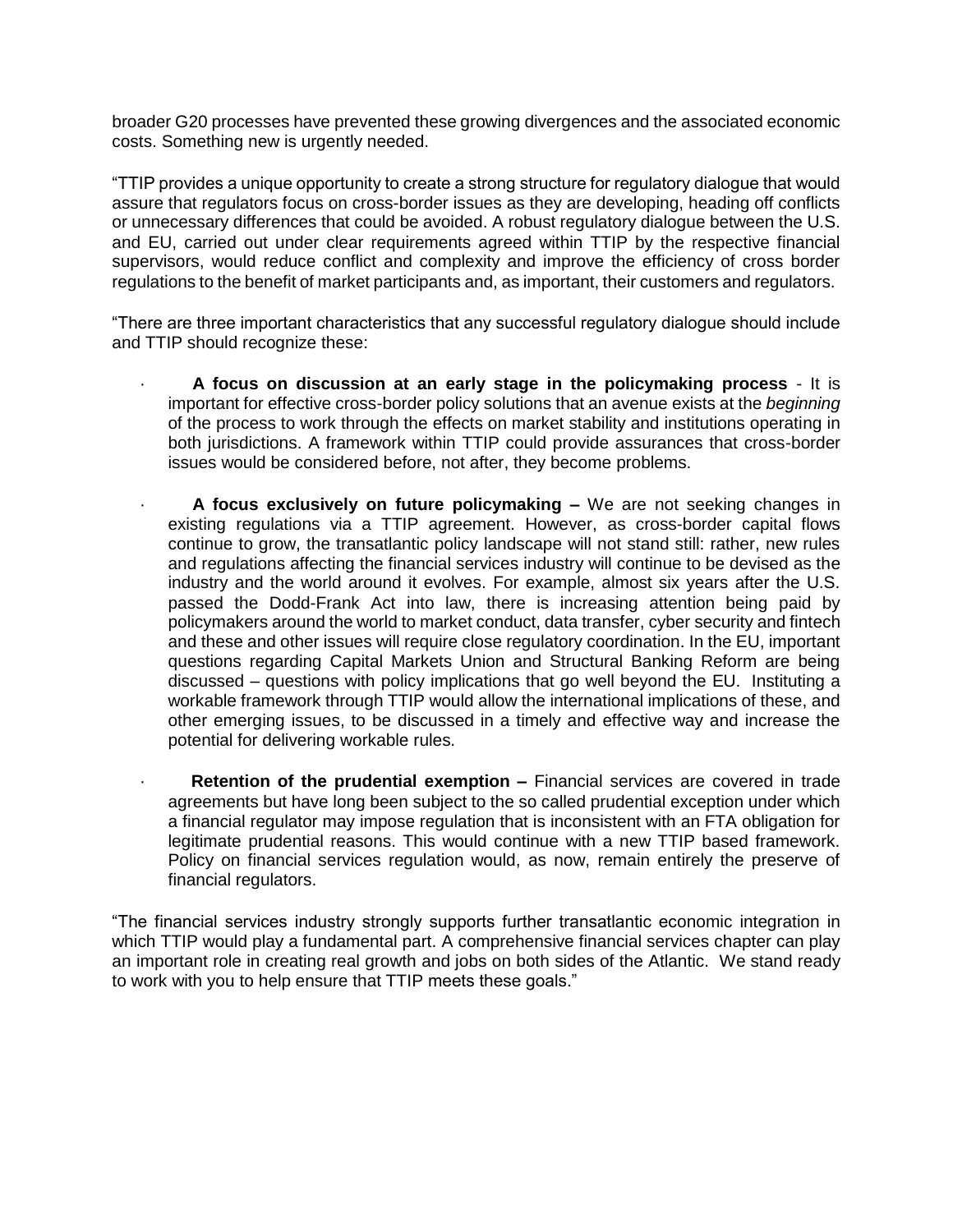broader G20 processes have prevented these growing divergences and the associated economic costs. Something new is urgently needed.

"TTIP provides a unique opportunity to create a strong structure for regulatory dialogue that would assure that regulators focus on cross-border issues as they are developing, heading off conflicts or unnecessary differences that could be avoided. A robust regulatory dialogue between the U.S. and EU, carried out under clear requirements agreed within TTIP by the respective financial supervisors, would reduce conflict and complexity and improve the efficiency of cross border regulations to the benefit of market participants and, as important, their customers and regulators.

"There are three important characteristics that any successful regulatory dialogue should include and TTIP should recognize these:

- **A focus on discussion at an early stage in the policymaking process** - It is important for effective cross-border policy solutions that an avenue exists at the *beginning* of the process to work through the effects on market stability and institutions operating in both jurisdictions. A framework within TTIP could provide assurances that cross-border issues would be considered before, not after, they become problems.

- **A focus exclusively on future policymaking –** We are not seeking changes in existing regulations via a TTIP agreement. However, as cross-border capital flows continue to grow, the transatlantic policy landscape will not stand still: rather, new rules and regulations affecting the financial services industry will continue to be devised as the industry and the world around it evolves. For example, almost six years after the U.S. passed the Dodd-Frank Act into law, there is increasing attention being paid by policymakers around the world to market conduct, data transfer, cyber security and fintech and these and other issues will require close regulatory coordination. In the EU, important questions regarding Capital Markets Union and Structural Banking Reform are being discussed – questions with policy implications that go well beyond the EU. Instituting a workable framework through TTIP would allow the international implications of these, and other emerging issues, to be discussed in a timely and effective way and increase the potential for delivering workable rules.

- **Retention of the prudential exemption –** Financial services are covered in trade agreements but have long been subject to the so called prudential exception under which a financial regulator may impose regulation that is inconsistent with an FTA obligation for legitimate prudential reasons. This would continue with a new TTIP based framework. Policy on financial services regulation would, as now, remain entirely the preserve of financial regulators.

"The financial services industry strongly supports further transatlantic economic integration in which TTIP would play a fundamental part. A comprehensive financial services chapter can play an important role in creating real growth and jobs on both sides of the Atlantic. We stand ready to work with you to help ensure that TTIP meets these goals."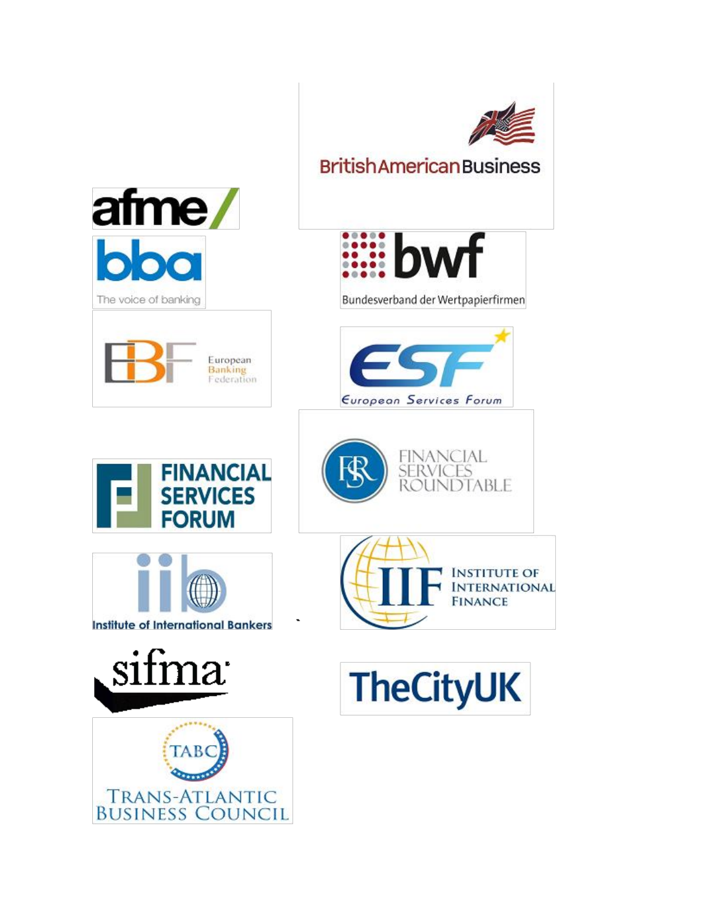BritishAmericanBusiness

afme/

bba
The voice of banking

bwf
Bundesverband der Wertpapierfirmen

EBF European Banking Federation

ESF European Services Forum

FINANCIAL SERVICES ROUNDTABLE

FINANCIAL SERVICES FORUM

iib
Institute of International Bankers

IIF INSTITUTE OF INTERNATIONAL FINANCE

sifma

TheCityUK

TABC
TRANS-ATLANTIC BUSINESS COUNCIL